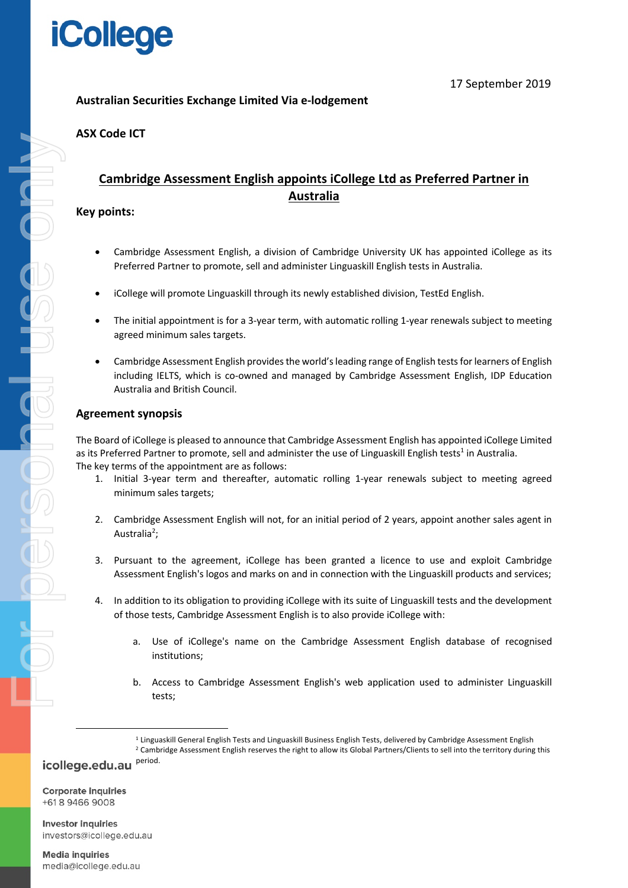17 September 2019

**Australian Securities Exchange Limited Via e-lodgement**

**ASX Code ICT**

## Cambridge Assessment English appoints iCollege Ltd as Preferred Partner in Australia

**Key points:**

- Cambridge Assessment English, a division of Cambridge University UK has appointed iCollege as its Preferred Partner to promote, sell and administer Linguaskill English tests in Australia.
- iCollege will promote Linguaskill through its newly established division, TestEd English.
- The initial appointment is for a 3-year term, with automatic rolling 1-year renewals subject to meeting agreed minimum sales targets.
- Cambridge Assessment English provides the world's leading range of English tests for learners of English including IELTS, which is co-owned and managed by Cambridge Assessment English, IDP Education Australia and British Council.

### Agreement synopsis

The Board of iCollege is pleased to announce that Cambridge Assessment English has appointed iCollege Limited as its Preferred Partner to promote, sell and administer the use of Linguaskill English tests[1] in Australia. The key terms of the appointment are as follows:

1. Initial 3-year term and thereafter, automatic rolling 1-year renewals subject to meeting agreed minimum sales targets;
2. Cambridge Assessment English will not, for an initial period of 2 years, appoint another sales agent in Australia[2];
3. Pursuant to the agreement, iCollege has been granted a licence to use and exploit Cambridge Assessment English's logos and marks on and in connection with the Linguaskill products and services;
4. In addition to its obligation to providing iCollege with its suite of Linguaskill tests and the development of those tests, Cambridge Assessment English is to also provide iCollege with:
   a. Use of iCollege's name on the Cambridge Assessment English database of recognised institutions;
   b. Access to Cambridge Assessment English's web application used to administer Linguaskill tests;

[1] Linguaskill General English Tests and Linguaskill Business English Tests, delivered by Cambridge Assessment English

[2] Cambridge Assessment English reserves the right to allow its Global Partners/Clients to sell into the territory during this period.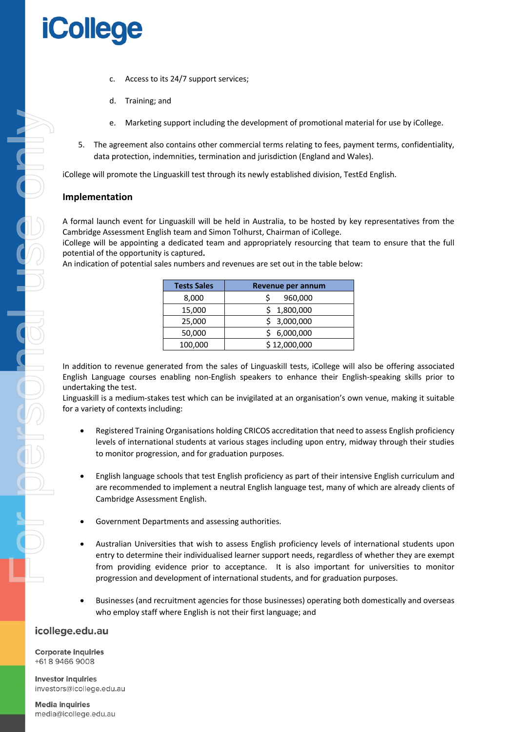c. Access to its 24/7 support services;

d. Training; and

e. Marketing support including the development of promotional material for use by iCollege.

5. The agreement also contains other commercial terms relating to fees, payment terms, confidentiality, data protection, indemnities, termination and jurisdiction (England and Wales).

iCollege will promote the Linguaskill test through its newly established division, TestEd English.

## Implementation

A formal launch event for Linguaskill will be held in Australia, to be hosted by key representatives from the Cambridge Assessment English team and Simon Tolhurst, Chairman of iCollege.
iCollege will be appointing a dedicated team and appropriately resourcing that team to ensure that the full potential of the opportunity is captured**.**
An indication of potential sales numbers and revenues are set out in the table below:

| Tests Sales | Revenue per annum |
|---|---|
| 8,000 | $ 960,000 |
| 15,000 | $ 1,800,000 |
| 25,000 | $ 3,000,000 |
| 50,000 | $ 6,000,000 |
| 100,000 | $ 12,000,000 |

In addition to revenue generated from the sales of Linguaskill tests, iCollege will also be offering associated English Language courses enabling non-English speakers to enhance their English-speaking skills prior to undertaking the test.
Linguaskill is a medium-stakes test which can be invigilated at an organisation's own venue, making it suitable for a variety of contexts including:

- Registered Training Organisations holding CRICOS accreditation that need to assess English proficiency levels of international students at various stages including upon entry, midway through their studies to monitor progression, and for graduation purposes.
- English language schools that test English proficiency as part of their intensive English curriculum and are recommended to implement a neutral English language test, many of which are already clients of Cambridge Assessment English.
- Government Departments and assessing authorities.
- Australian Universities that wish to assess English proficiency levels of international students upon entry to determine their individualised learner support needs, regardless of whether they are exempt from providing evidence prior to acceptance. It is also important for universities to monitor progression and development of international students, and for graduation purposes.
- Businesses (and recruitment agencies for those businesses) operating both domestically and overseas who employ staff where English is not their first language; and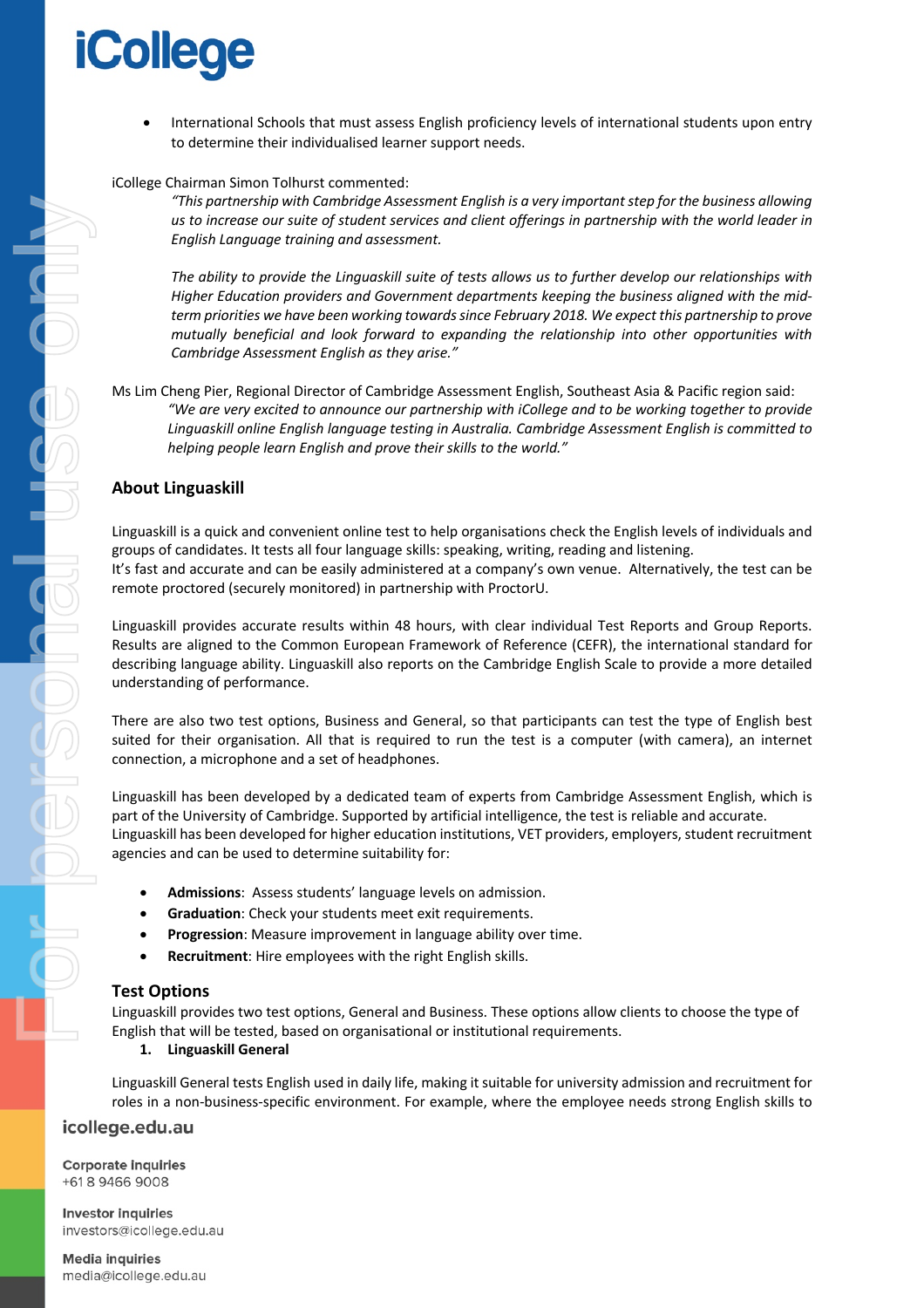- International Schools that must assess English proficiency levels of international students upon entry to determine their individualised learner support needs.

iCollege Chairman Simon Tolhurst commented:

> *"This partnership with Cambridge Assessment English is a very important step for the business allowing us to increase our suite of student services and client offerings in partnership with the world leader in English Language training and assessment.*
>
> *The ability to provide the Linguaskill suite of tests allows us to further develop our relationships with Higher Education providers and Government departments keeping the business aligned with the mid-term priorities we have been working towards since February 2018. We expect this partnership to prove mutually beneficial and look forward to expanding the relationship into other opportunities with Cambridge Assessment English as they arise."*

Ms Lim Cheng Pier, Regional Director of Cambridge Assessment English, Southeast Asia & Pacific region said:

> *"We are very excited to announce our partnership with iCollege and to be working together to provide Linguaskill online English language testing in Australia. Cambridge Assessment English is committed to helping people learn English and prove their skills to the world."*

## About Linguaskill

Linguaskill is a quick and convenient online test to help organisations check the English levels of individuals and groups of candidates. It tests all four language skills: speaking, writing, reading and listening.
It's fast and accurate and can be easily administered at a company's own venue. Alternatively, the test can be remote proctored (securely monitored) in partnership with ProctorU.

Linguaskill provides accurate results within 48 hours, with clear individual Test Reports and Group Reports. Results are aligned to the Common European Framework of Reference (CEFR), the international standard for describing language ability. Linguaskill also reports on the Cambridge English Scale to provide a more detailed understanding of performance.

There are also two test options, Business and General, so that participants can test the type of English best suited for their organisation. All that is required to run the test is a computer (with camera), an internet connection, a microphone and a set of headphones.

Linguaskill has been developed by a dedicated team of experts from Cambridge Assessment English, which is part of the University of Cambridge. Supported by artificial intelligence, the test is reliable and accurate.
Linguaskill has been developed for higher education institutions, VET providers, employers, student recruitment agencies and can be used to determine suitability for:

- **Admissions**: Assess students' language levels on admission.
- **Graduation**: Check your students meet exit requirements.
- **Progression**: Measure improvement in language ability over time.
- **Recruitment**: Hire employees with the right English skills.

## Test Options

Linguaskill provides two test options, General and Business. These options allow clients to choose the type of English that will be tested, based on organisational or institutional requirements.

1. **Linguaskill General**

Linguaskill General tests English used in daily life, making it suitable for university admission and recruitment for roles in a non-business-specific environment. For example, where the employee needs strong English skills to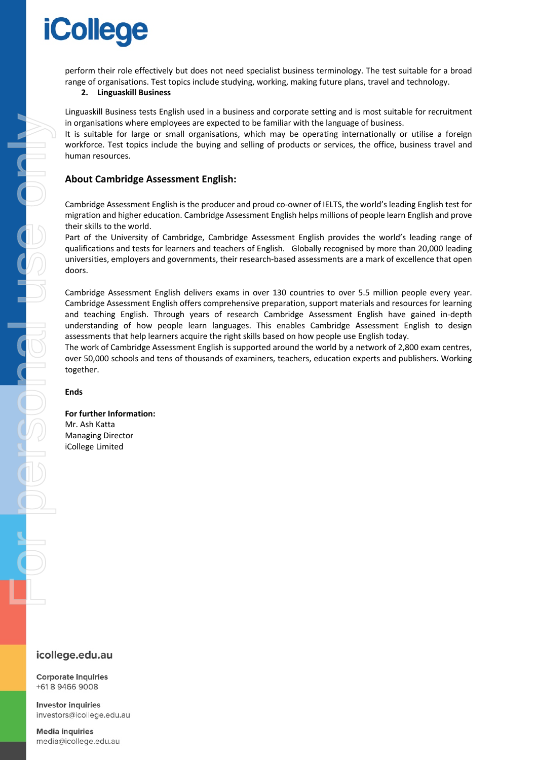perform their role effectively but does not need specialist business terminology. The test suitable for a broad range of organisations. Test topics include studying, working, making future plans, travel and technology.

2. **Linguaskill Business**

Linguaskill Business tests English used in a business and corporate setting and is most suitable for recruitment in organisations where employees are expected to be familiar with the language of business.
It is suitable for large or small organisations, which may be operating internationally or utilise a foreign workforce. Test topics include the buying and selling of products or services, the office, business travel and human resources.

## About Cambridge Assessment English:

Cambridge Assessment English is the producer and proud co-owner of IELTS, the world's leading English test for migration and higher education. Cambridge Assessment English helps millions of people learn English and prove their skills to the world.
Part of the University of Cambridge, Cambridge Assessment English provides the world's leading range of qualifications and tests for learners and teachers of English. Globally recognised by more than 20,000 leading universities, employers and governments, their research-based assessments are a mark of excellence that open doors.

Cambridge Assessment English delivers exams in over 130 countries to over 5.5 million people every year. Cambridge Assessment English offers comprehensive preparation, support materials and resources for learning and teaching English. Through years of research Cambridge Assessment English have gained in-depth understanding of how people learn languages. This enables Cambridge Assessment English to design assessments that help learners acquire the right skills based on how people use English today.
The work of Cambridge Assessment English is supported around the world by a network of 2,800 exam centres, over 50,000 schools and tens of thousands of examiners, teachers, education experts and publishers. Working together.

**Ends**

**For further Information:**
Mr. Ash Katta
Managing Director
iCollege Limited

icollege.edu.au

Corporate Inquiries
+61 8 9466 9008

Investor Inquiries
investors@icollege.edu.au

Media inquiries
media@icollege.edu.au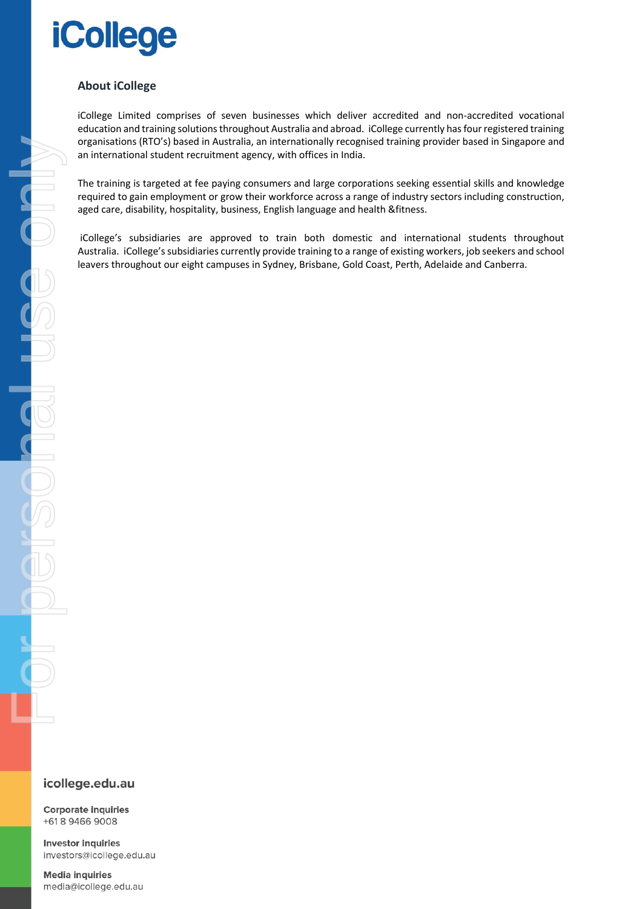# iCollege

## About iCollege

iCollege Limited comprises of seven businesses which deliver accredited and non-accredited vocational education and training solutions throughout Australia and abroad. iCollege currently has four registered training organisations (RTO's) based in Australia, an internationally recognised training provider based in Singapore and an international student recruitment agency, with offices in India.

The training is targeted at fee paying consumers and large corporations seeking essential skills and knowledge required to gain employment or grow their workforce across a range of industry sectors including construction, aged care, disability, hospitality, business, English language and health &fitness.

iCollege's subsidiaries are approved to train both domestic and international students throughout Australia. iCollege's subsidiaries currently provide training to a range of existing workers, job seekers and school leavers throughout our eight campuses in Sydney, Brisbane, Gold Coast, Perth, Adelaide and Canberra.

**icollege.edu.au**

**Corporate inquiries**
+61 8 9466 9008

**Investor inquiries**
investors@icollege.edu.au

**Media inquiries**
media@icollege.edu.au